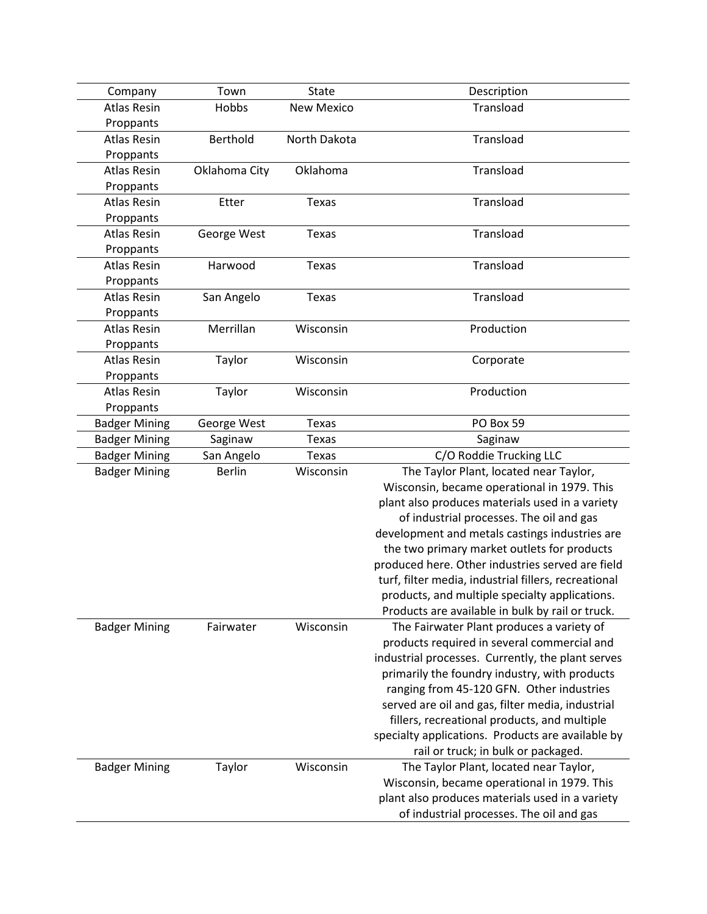| Company | Town | State | Description |
| --- | --- | --- | --- |
| Atlas Resin Proppants | Hobbs | New Mexico | Transload |
| Atlas Resin Proppants | Berthold | North Dakota | Transload |
| Atlas Resin Proppants | Oklahoma City | Oklahoma | Transload |
| Atlas Resin Proppants | Etter | Texas | Transload |
| Atlas Resin Proppants | George West | Texas | Transload |
| Atlas Resin Proppants | Harwood | Texas | Transload |
| Atlas Resin Proppants | San Angelo | Texas | Transload |
| Atlas Resin Proppants | Merrillan | Wisconsin | Production |
| Atlas Resin Proppants | Taylor | Wisconsin | Corporate |
| Atlas Resin Proppants | Taylor | Wisconsin | Production |
| Badger Mining | George West | Texas | PO Box 59 |
| Badger Mining | Saginaw | Texas | Saginaw |
| Badger Mining | San Angelo | Texas | C/O Roddie Trucking LLC |
| Badger Mining | Berlin | Wisconsin | The Taylor Plant, located near Taylor, Wisconsin, became operational in 1979. This plant also produces materials used in a variety of industrial processes. The oil and gas development and metals castings industries are the two primary market outlets for products produced here. Other industries served are field turf, filter media, industrial fillers, recreational products, and multiple specialty applications. Products are available in bulk by rail or truck. |
| Badger Mining | Fairwater | Wisconsin | The Fairwater Plant produces a variety of products required in several commercial and industrial processes. Currently, the plant serves primarily the foundry industry, with products ranging from 45-120 GFN. Other industries served are oil and gas, filter media, industrial fillers, recreational products, and multiple specialty applications. Products are available by rail or truck; in bulk or packaged. |
| Badger Mining | Taylor | Wisconsin | The Taylor Plant, located near Taylor, Wisconsin, became operational in 1979. This plant also produces materials used in a variety of industrial processes. The oil and gas |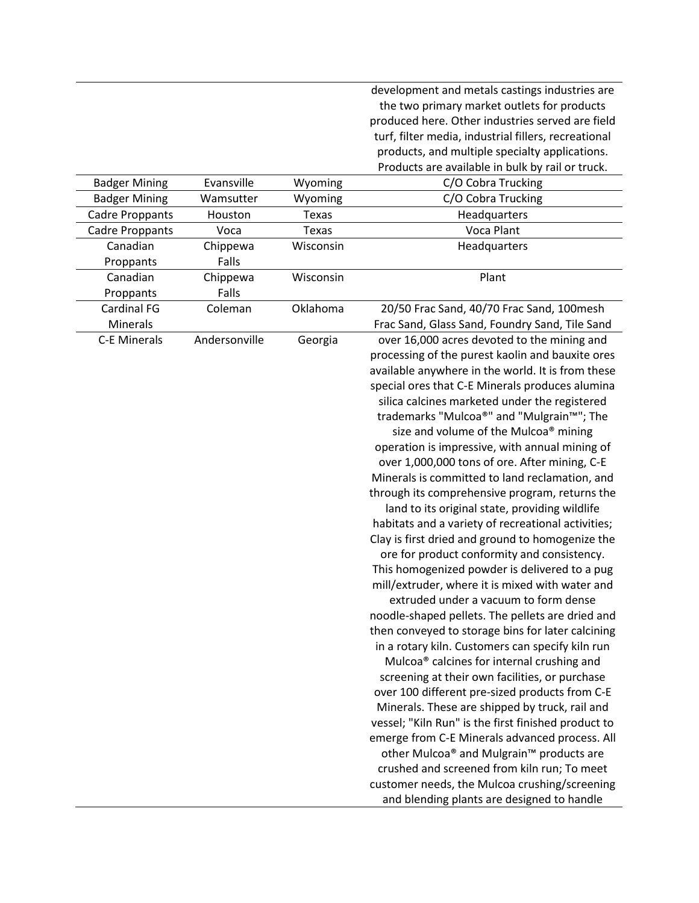| | | | |
|---|---|---|---|
| | | | development and metals castings industries are the two primary market outlets for products produced here. Other industries served are field turf, filter media, industrial fillers, recreational products, and multiple specialty applications. Products are available in bulk by rail or truck. |
| Badger Mining | Evansville | Wyoming | C/O Cobra Trucking |
| Badger Mining | Wamsutter | Wyoming | C/O Cobra Trucking |
| Cadre Proppants | Houston | Texas | Headquarters |
| Cadre Proppants | Voca | Texas | Voca Plant |
| Canadian Proppants | Chippewa Falls | Wisconsin | Headquarters |
| Canadian Proppants | Chippewa Falls | Wisconsin | Plant |
| Cardinal FG Minerals | Coleman | Oklahoma | 20/50 Frac Sand, 40/70 Frac Sand, 100mesh Frac Sand, Glass Sand, Foundry Sand, Tile Sand |
| C-E Minerals | Andersonville | Georgia | over 16,000 acres devoted to the mining and processing of the purest kaolin and bauxite ores available anywhere in the world. It is from these special ores that C-E Minerals produces alumina silica calcines marketed under the registered trademarks "Mulcoa®" and "Mulgrain™"; The size and volume of the Mulcoa® mining operation is impressive, with annual mining of over 1,000,000 tons of ore. After mining, C-E Minerals is committed to land reclamation, and through its comprehensive program, returns the land to its original state, providing wildlife habitats and a variety of recreational activities; Clay is first dried and ground to homogenize the ore for product conformity and consistency. This homogenized powder is delivered to a pug mill/extruder, where it is mixed with water and extruded under a vacuum to form dense noodle-shaped pellets. The pellets are dried and then conveyed to storage bins for later calcining in a rotary kiln. Customers can specify kiln run Mulcoa® calcines for internal crushing and screening at their own facilities, or purchase over 100 different pre-sized products from C-E Minerals. These are shipped by truck, rail and vessel; "Kiln Run" is the first finished product to emerge from C-E Minerals advanced process. All other Mulcoa® and Mulgrain™ products are crushed and screened from kiln run; To meet customer needs, the Mulcoa crushing/screening and blending plants are designed to handle |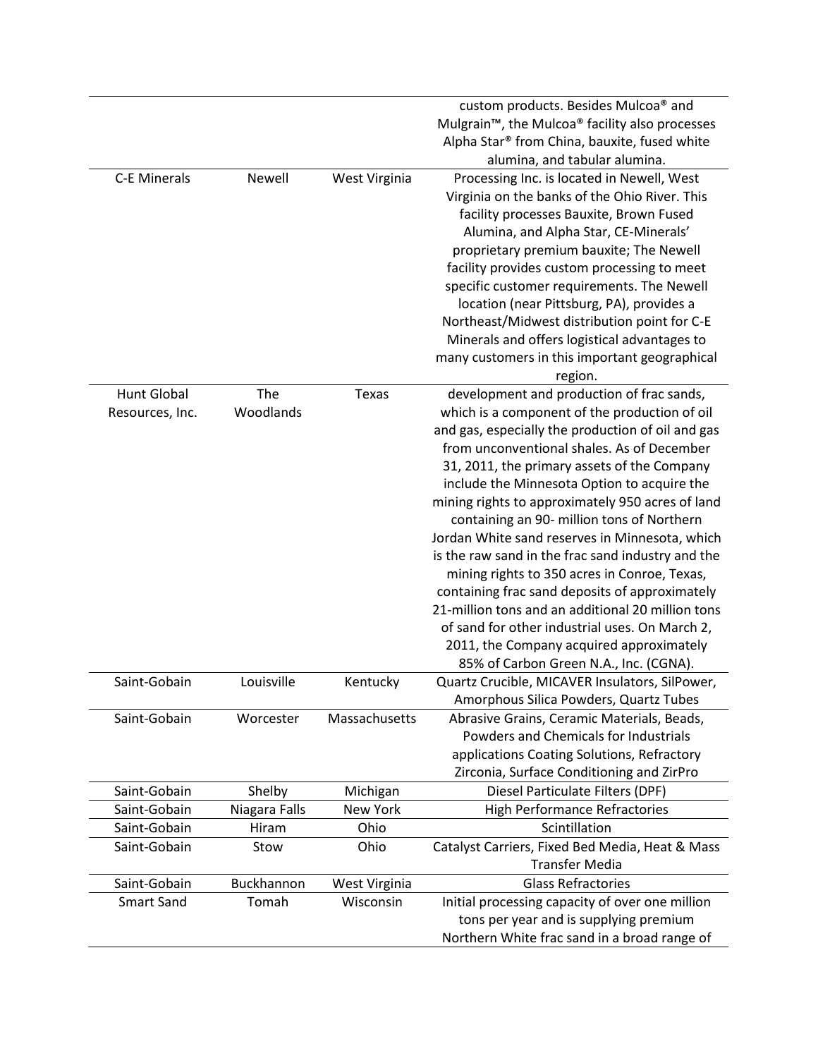| | | | |
|---|---|---|---|
| | | | custom products. Besides Mulcoa® and Mulgrain™, the Mulcoa® facility also processes Alpha Star® from China, bauxite, fused white alumina, and tabular alumina. |
| C-E Minerals | Newell | West Virginia | Processing Inc. is located in Newell, West Virginia on the banks of the Ohio River. This facility processes Bauxite, Brown Fused Alumina, and Alpha Star, CE-Minerals' proprietary premium bauxite; The Newell facility provides custom processing to meet specific customer requirements. The Newell location (near Pittsburg, PA), provides a Northeast/Midwest distribution point for C-E Minerals and offers logistical advantages to many customers in this important geographical region. |
| Hunt Global Resources, Inc. | The Woodlands | Texas | development and production of frac sands, which is a component of the production of oil and gas, especially the production of oil and gas from unconventional shales. As of December 31, 2011, the primary assets of the Company include the Minnesota Option to acquire the mining rights to approximately 950 acres of land containing an 90- million tons of Northern Jordan White sand reserves in Minnesota, which is the raw sand in the frac sand industry and the mining rights to 350 acres in Conroe, Texas, containing frac sand deposits of approximately 21-million tons and an additional 20 million tons of sand for other industrial uses. On March 2, 2011, the Company acquired approximately 85% of Carbon Green N.A., Inc. (CGNA). |
| Saint-Gobain | Louisville | Kentucky | Quartz Crucible, MICAVER Insulators, SilPower, Amorphous Silica Powders, Quartz Tubes |
| Saint-Gobain | Worcester | Massachusetts | Abrasive Grains, Ceramic Materials, Beads, Powders and Chemicals for Industrials applications Coating Solutions, Refractory Zirconia, Surface Conditioning and ZirPro |
| Saint-Gobain | Shelby | Michigan | Diesel Particulate Filters (DPF) |
| Saint-Gobain | Niagara Falls | New York | High Performance Refractories |
| Saint-Gobain | Hiram | Ohio | Scintillation |
| Saint-Gobain | Stow | Ohio | Catalyst Carriers, Fixed Bed Media, Heat & Mass Transfer Media |
| Saint-Gobain | Buckhannon | West Virginia | Glass Refractories |
| Smart Sand | Tomah | Wisconsin | Initial processing capacity of over one million tons per year and is supplying premium Northern White frac sand in a broad range of |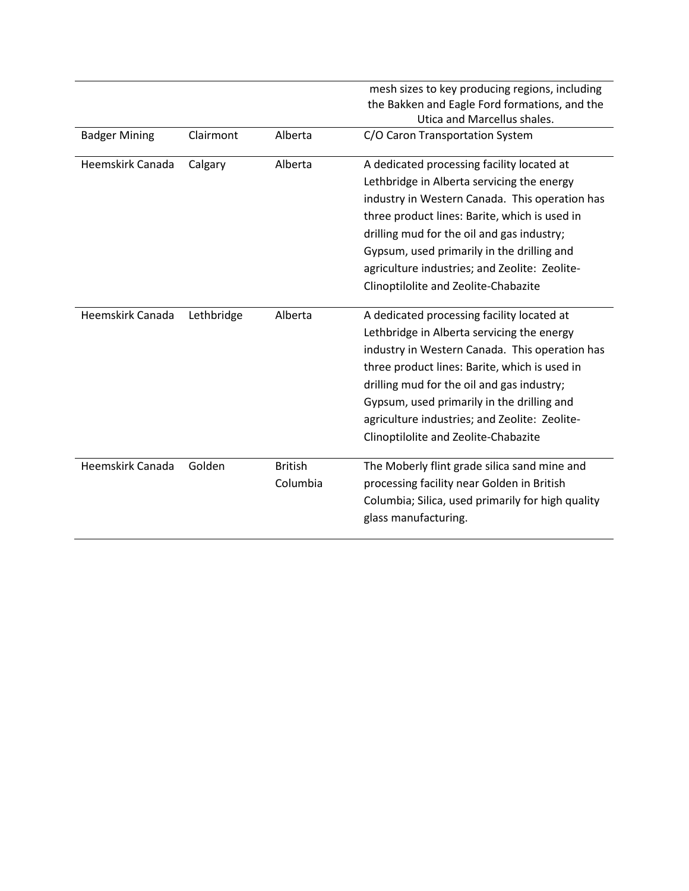| | | | |
|---|---|---|---|
| | | | mesh sizes to key producing regions, including the Bakken and Eagle Ford formations, and the Utica and Marcellus shales. |
| Badger Mining | Clairmont | Alberta | C/O Caron Transportation System |
| Heemskirk Canada | Calgary | Alberta | A dedicated processing facility located at Lethbridge in Alberta servicing the energy industry in Western Canada. This operation has three product lines: Barite, which is used in drilling mud for the oil and gas industry; Gypsum, used primarily in the drilling and agriculture industries; and Zeolite: Zeolite-Clinoptilolite and Zeolite-Chabazite |
| Heemskirk Canada | Lethbridge | Alberta | A dedicated processing facility located at Lethbridge in Alberta servicing the energy industry in Western Canada. This operation has three product lines: Barite, which is used in drilling mud for the oil and gas industry; Gypsum, used primarily in the drilling and agriculture industries; and Zeolite: Zeolite-Clinoptilolite and Zeolite-Chabazite |
| Heemskirk Canada | Golden | British Columbia | The Moberly flint grade silica sand mine and processing facility near Golden in British Columbia; Silica, used primarily for high quality glass manufacturing. |